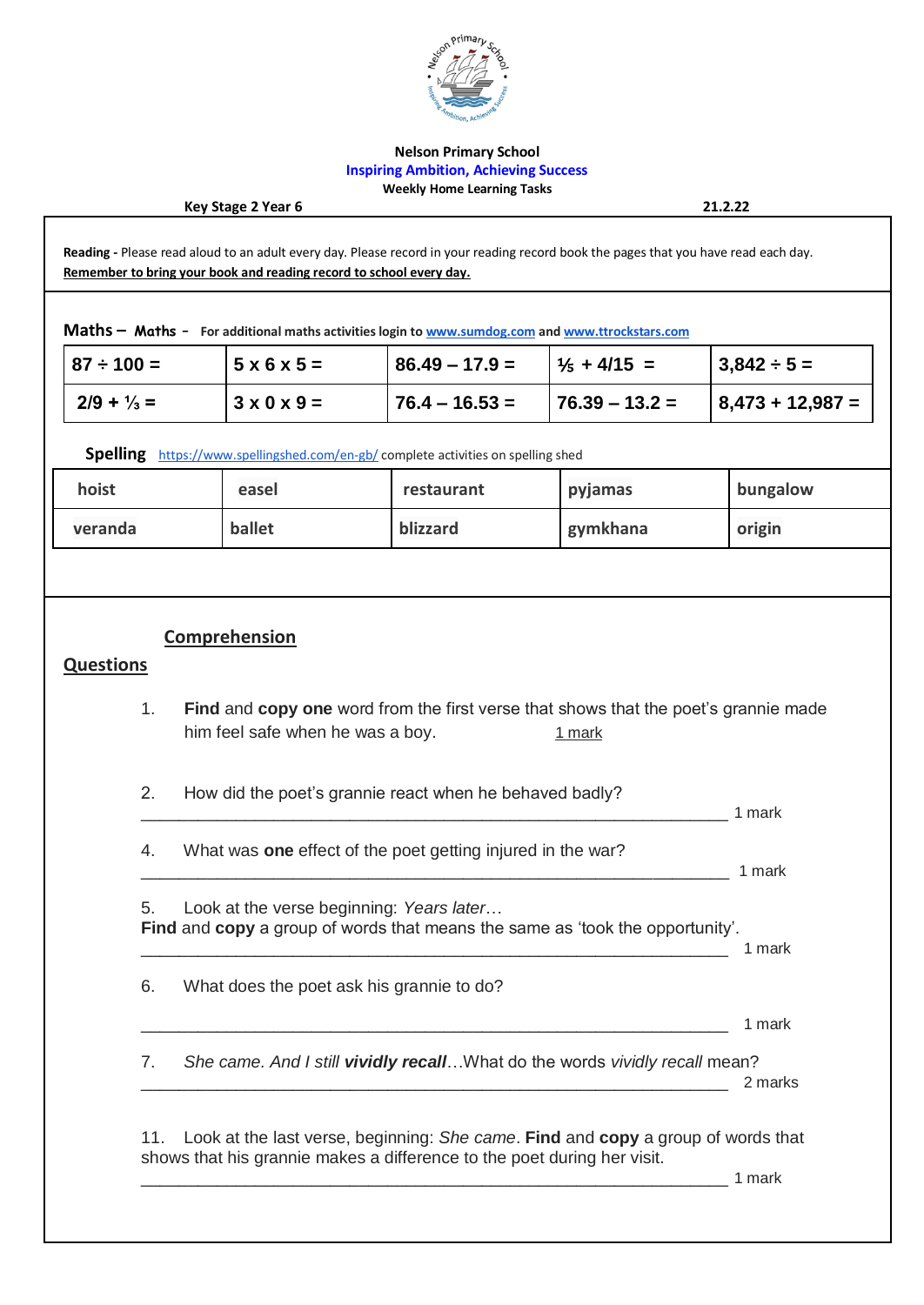**Nelson Primary School**

**Inspiring Ambition, Achieving Success**

**Weekly Home Learning Tasks**

**Key Stage 2 Year 6** **21.2.22**

**Reading -** Please read aloud to an adult every day. Please record in your reading record book the pages that you have read each day.
**Remember to bring your book and reading record to school every day.**

**Maths – Maths -** **For additional maths activities login to [www.sumdog.com](www.sumdog.com) and [www.ttrockstars.com](www.ttrockstars.com)**

| 87 ÷ 100 = | 5 x 6 x 5 = | 86.49 – 17.9 = | ⅕ + 4/15 = | 3,842 ÷ 5 = |
|---|---|---|---|---|
| 2/9 + ⅓ = | 3 x 0 x 9 = | 76.4 – 16.53 = | 76.39 – 13.2 = | 8,473 + 12,987 = |

**Spelling** [https://www.spellingshed.com/en-gb/](https://www.spellingshed.com/en-gb/) complete activities on spelling shed

| hoist | easel | restaurant | pyjamas | bungalow |
|---|---|---|---|---|
| veranda | ballet | blizzard | gymkhana | origin |

## Comprehension

## Questions

1. **Find** and **copy** **one** word from the first verse that shows that the poet's grannie made him feel safe when he was a boy. 1 mark

2. How did the poet's grannie react when he behaved badly?
_______________________________________________ 1 mark

4. What was **one** effect of the poet getting injured in the war?
_______________________________________________ 1 mark

5. Look at the verse beginning: *Years later…*
**Find** and **copy** a group of words that means the same as 'took the opportunity'.
_______________________________________________ 1 mark

6. What does the poet ask his grannie to do?
_______________________________________________ 1 mark

7. *She came. And I still* ***vividly recall****…*What do the words *vividly recall* mean?
_______________________________________________ 2 marks

11. Look at the last verse, beginning: *She came*. **Find** and **copy** a group of words that shows that his grannie makes a difference to the poet during her visit.
_______________________________________________ 1 mark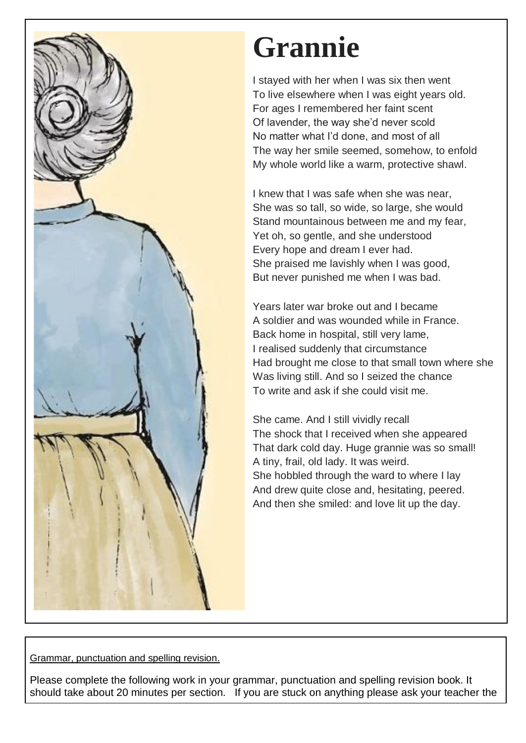# Grannie

I stayed with her when I was six then went
To live elsewhere when I was eight years old.
For ages I remembered her faint scent
Of lavender, the way she'd never scold
No matter what I'd done, and most of all
The way her smile seemed, somehow, to enfold
My whole world like a warm, protective shawl.

I knew that I was safe when she was near,
She was so tall, so wide, so large, she would
Stand mountainous between me and my fear,
Yet oh, so gentle, and she understood
Every hope and dream I ever had.
She praised me lavishly when I was good,
But never punished me when I was bad.

Years later war broke out and I became
A soldier and was wounded while in France.
Back home in hospital, still very lame,
I realised suddenly that circumstance
Had brought me close to that small town where she
Was living still. And so I seized the chance
To write and ask if she could visit me.

She came. And I still vividly recall
The shock that I received when she appeared
That dark cold day. Huge grannie was so small!
A tiny, frail, old lady. It was weird.
She hobbled through the ward to where I lay
And drew quite close and, hesitating, peered.
And then she smiled: and love lit up the day.

---

Grammar, punctuation and spelling revision.

Please complete the following work in your grammar, punctuation and spelling revision book. It should take about 20 minutes per section. If you are stuck on anything please ask your teacher the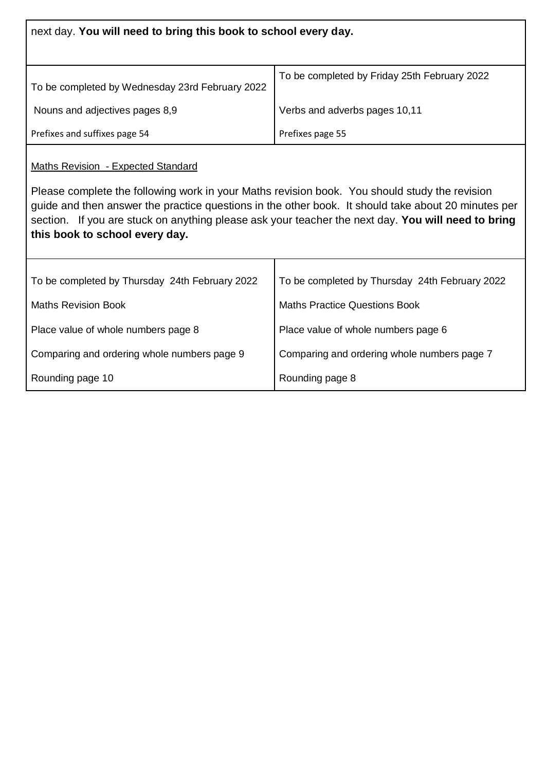next day. **You will need to bring this book to school every day.**

| | |
|---|---|
| To be completed by Wednesday 23rd February 2022 | To be completed by Friday 25th February 2022 |
| Nouns and adjectives pages 8,9 | Verbs and adverbs pages 10,11 |
| Prefixes and suffixes page 54 | Prefixes page 55 |

Maths Revision - Expected Standard

Please complete the following work in your Maths revision book. You should study the revision guide and then answer the practice questions in the other book. It should take about 20 minutes per section. If you are stuck on anything please ask your teacher the next day. **You will need to bring this book to school every day.**

| | |
|---|---|
| To be completed by Thursday 24th February 2022 | To be completed by Thursday 24th February 2022 |
| Maths Revision Book | Maths Practice Questions Book |
| Place value of whole numbers page 8 | Place value of whole numbers page 6 |
| Comparing and ordering whole numbers page 9 | Comparing and ordering whole numbers page 7 |
| Rounding page 10 | Rounding page 8 |